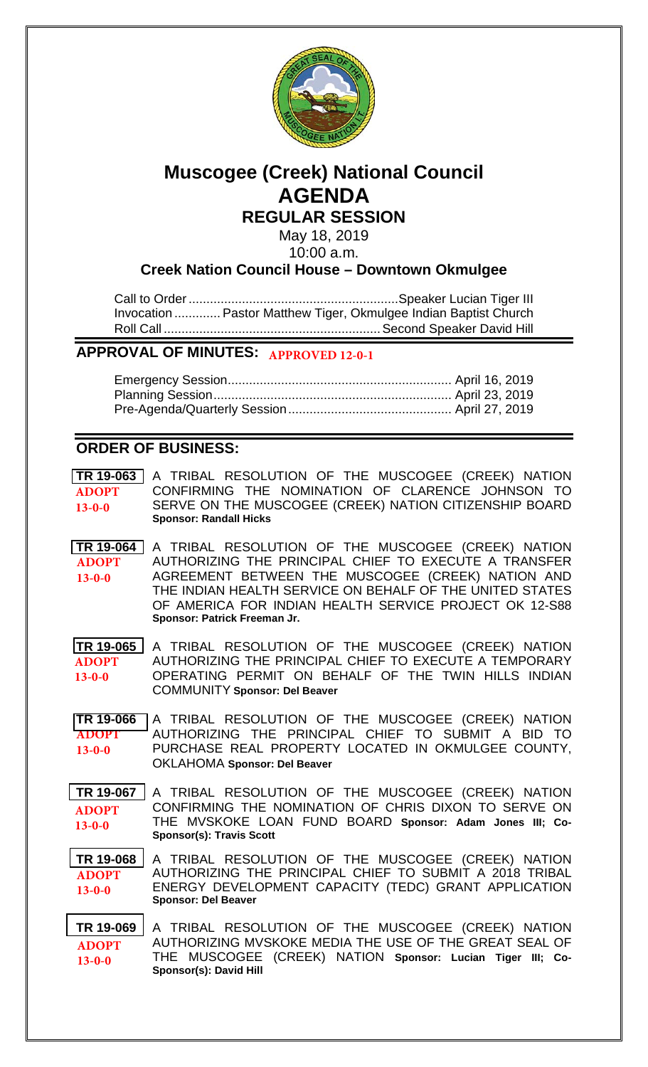# Muscogee (Creek) National Council
# AGENDA
## REGULAR SESSION

May 18, 2019
10:00 a.m.

**Creek Nation Council House – Downtown Okmulgee**

Call to Order ........................................................... Speaker Lucian Tiger III
Invocation ............. Pastor Matthew Tiger, Okmulgee Indian Baptist Church
Roll Call ............................................................. Second Speaker David Hill

## APPROVAL OF MINUTES: APPROVED 12-0-1

Emergency Session............................................................... April 16, 2019
Planning Session.................................................................... April 23, 2019
Pre-Agenda/Quarterly Session.............................................. April 27, 2019

## ORDER OF BUSINESS:

**TR 19-063** ADOPT 13-0-0 — A TRIBAL RESOLUTION OF THE MUSCOGEE (CREEK) NATION CONFIRMING THE NOMINATION OF CLARENCE JOHNSON TO SERVE ON THE MUSCOGEE (CREEK) NATION CITIZENSHIP BOARD **Sponsor: Randall Hicks**

**TR 19-064** ADOPT 13-0-0 — A TRIBAL RESOLUTION OF THE MUSCOGEE (CREEK) NATION AUTHORIZING THE PRINCIPAL CHIEF TO EXECUTE A TRANSFER AGREEMENT BETWEEN THE MUSCOGEE (CREEK) NATION AND THE INDIAN HEALTH SERVICE ON BEHALF OF THE UNITED STATES OF AMERICA FOR INDIAN HEALTH SERVICE PROJECT OK 12-S88 **Sponsor: Patrick Freeman Jr.**

**TR 19-065** ADOPT 13-0-0 — A TRIBAL RESOLUTION OF THE MUSCOGEE (CREEK) NATION AUTHORIZING THE PRINCIPAL CHIEF TO EXECUTE A TEMPORARY OPERATING PERMIT ON BEHALF OF THE TWIN HILLS INDIAN COMMUNITY **Sponsor: Del Beaver**

**TR 19-066** ADOPT 13-0-0 — A TRIBAL RESOLUTION OF THE MUSCOGEE (CREEK) NATION AUTHORIZING THE PRINCIPAL CHIEF TO SUBMIT A BID TO PURCHASE REAL PROPERTY LOCATED IN OKMULGEE COUNTY, OKLAHOMA **Sponsor: Del Beaver**

**TR 19-067** ADOPT 13-0-0 — A TRIBAL RESOLUTION OF THE MUSCOGEE (CREEK) NATION CONFIRMING THE NOMINATION OF CHRIS DIXON TO SERVE ON THE MVSKOKE LOAN FUND BOARD **Sponsor: Adam Jones III; Co-Sponsor(s): Travis Scott**

**TR 19-068** ADOPT 13-0-0 — A TRIBAL RESOLUTION OF THE MUSCOGEE (CREEK) NATION AUTHORIZING THE PRINCIPAL CHIEF TO SUBMIT A 2018 TRIBAL ENERGY DEVELOPMENT CAPACITY (TEDC) GRANT APPLICATION **Sponsor: Del Beaver**

**TR 19-069** ADOPT 13-0-0 — A TRIBAL RESOLUTION OF THE MUSCOGEE (CREEK) NATION AUTHORIZING MVSKOKE MEDIA THE USE OF THE GREAT SEAL OF THE MUSCOGEE (CREEK) NATION **Sponsor: Lucian Tiger III; Co-Sponsor(s): David Hill**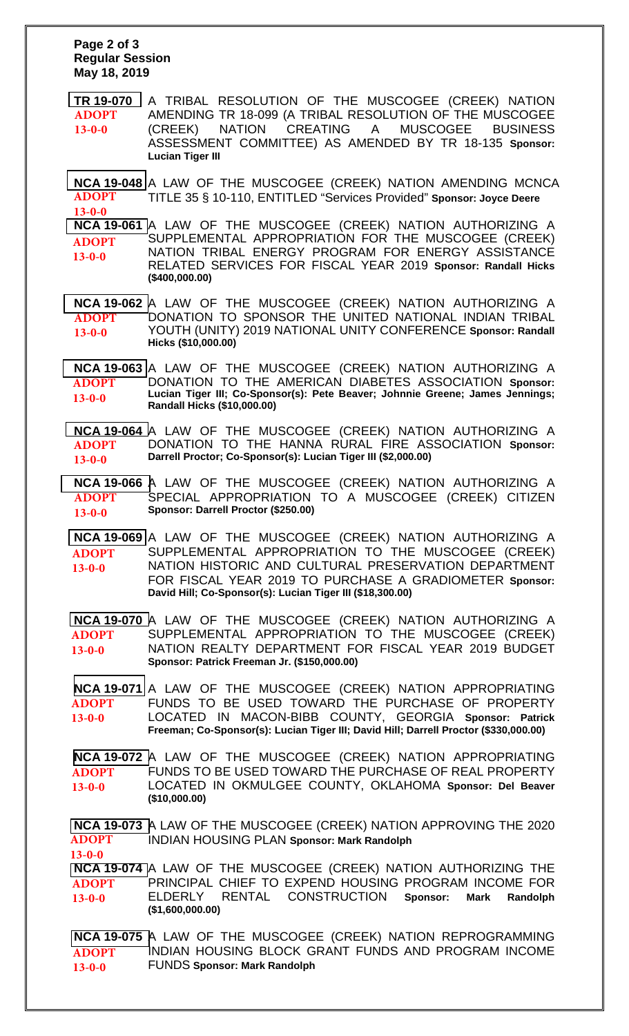**Page 2 of 3**
**Regular Session**
**May 18, 2019**

| | |
|---|---|
| **TR 19-070**<br>**ADOPT**<br>**13-0-0** | A TRIBAL RESOLUTION OF THE MUSCOGEE (CREEK) NATION AMENDING TR 18-099 (A TRIBAL RESOLUTION OF THE MUSCOGEE (CREEK) NATION CREATING A MUSCOGEE BUSINESS ASSESSMENT COMMITTEE) AS AMENDED BY TR 18-135 **Sponsor: Lucian Tiger III** |
| **NCA 19-048**<br>**ADOPT**<br>**13-0-0** | A LAW OF THE MUSCOGEE (CREEK) NATION AMENDING MCNCA TITLE 35 § 10-110, ENTITLED "Services Provided" **Sponsor: Joyce Deere** |
| **NCA 19-061**<br>**ADOPT**<br>**13-0-0** | A LAW OF THE MUSCOGEE (CREEK) NATION AUTHORIZING A SUPPLEMENTAL APPROPRIATION FOR THE MUSCOGEE (CREEK) NATION TRIBAL ENERGY PROGRAM FOR ENERGY ASSISTANCE RELATED SERVICES FOR FISCAL YEAR 2019 **Sponsor: Randall Hicks ($400,000.00)** |
| **NCA 19-062**<br>**ADOPT**<br>**13-0-0** | A LAW OF THE MUSCOGEE (CREEK) NATION AUTHORIZING A DONATION TO SPONSOR THE UNITED NATIONAL INDIAN TRIBAL YOUTH (UNITY) 2019 NATIONAL UNITY CONFERENCE **Sponsor: Randall Hicks ($10,000.00)** |
| **NCA 19-063**<br>**ADOPT**<br>**13-0-0** | A LAW OF THE MUSCOGEE (CREEK) NATION AUTHORIZING A DONATION TO THE AMERICAN DIABETES ASSOCIATION **Sponsor: Lucian Tiger III; Co-Sponsor(s): Pete Beaver; Johnnie Greene; James Jennings; Randall Hicks ($10,000.00)** |
| **NCA 19-064**<br>**ADOPT**<br>**13-0-0** | A LAW OF THE MUSCOGEE (CREEK) NATION AUTHORIZING A DONATION TO THE HANNA RURAL FIRE ASSOCIATION **Sponsor: Darrell Proctor; Co-Sponsor(s): Lucian Tiger III ($2,000.00)** |
| **NCA 19-066**<br>**ADOPT**<br>**13-0-0** | A LAW OF THE MUSCOGEE (CREEK) NATION AUTHORIZING A SPECIAL APPROPRIATION TO A MUSCOGEE (CREEK) CITIZEN **Sponsor: Darrell Proctor ($250.00)** |
| **NCA 19-069**<br>**ADOPT**<br>**13-0-0** | A LAW OF THE MUSCOGEE (CREEK) NATION AUTHORIZING A SUPPLEMENTAL APPROPRIATION TO THE MUSCOGEE (CREEK) NATION HISTORIC AND CULTURAL PRESERVATION DEPARTMENT FOR FISCAL YEAR 2019 TO PURCHASE A GRADIOMETER **Sponsor: David Hill; Co-Sponsor(s): Lucian Tiger III ($18,300.00)** |
| **NCA 19-070**<br>**ADOPT**<br>**13-0-0** | A LAW OF THE MUSCOGEE (CREEK) NATION AUTHORIZING A SUPPLEMENTAL APPROPRIATION TO THE MUSCOGEE (CREEK) NATION REALTY DEPARTMENT FOR FISCAL YEAR 2019 BUDGET **Sponsor: Patrick Freeman Jr. ($150,000.00)** |
| **NCA 19-071**<br>**ADOPT**<br>**13-0-0** | A LAW OF THE MUSCOGEE (CREEK) NATION APPROPRIATING FUNDS TO BE USED TOWARD THE PURCHASE OF PROPERTY LOCATED IN MACON-BIBB COUNTY, GEORGIA **Sponsor: Patrick Freeman; Co-Sponsor(s): Lucian Tiger III; David Hill; Darrell Proctor ($330,000.00)** |
| **NCA 19-072**<br>**ADOPT**<br>**13-0-0** | A LAW OF THE MUSCOGEE (CREEK) NATION APPROPRIATING FUNDS TO BE USED TOWARD THE PURCHASE OF REAL PROPERTY LOCATED IN OKMULGEE COUNTY, OKLAHOMA **Sponsor: Del Beaver ($10,000.00)** |
| **NCA 19-073**<br>**ADOPT**<br>**13-0-0** | A LAW OF THE MUSCOGEE (CREEK) NATION APPROVING THE 2020 INDIAN HOUSING PLAN **Sponsor: Mark Randolph** |
| **NCA 19-074**<br>**ADOPT**<br>**13-0-0** | A LAW OF THE MUSCOGEE (CREEK) NATION AUTHORIZING THE PRINCIPAL CHIEF TO EXPEND HOUSING PROGRAM INCOME FOR ELDERLY RENTAL CONSTRUCTION **Sponsor: Mark Randolph ($1,600,000.00)** |
| **NCA 19-075**<br>**ADOPT**<br>**13-0-0** | A LAW OF THE MUSCOGEE (CREEK) NATION REPROGRAMMING INDIAN HOUSING BLOCK GRANT FUNDS AND PROGRAM INCOME FUNDS **Sponsor: Mark Randolph** |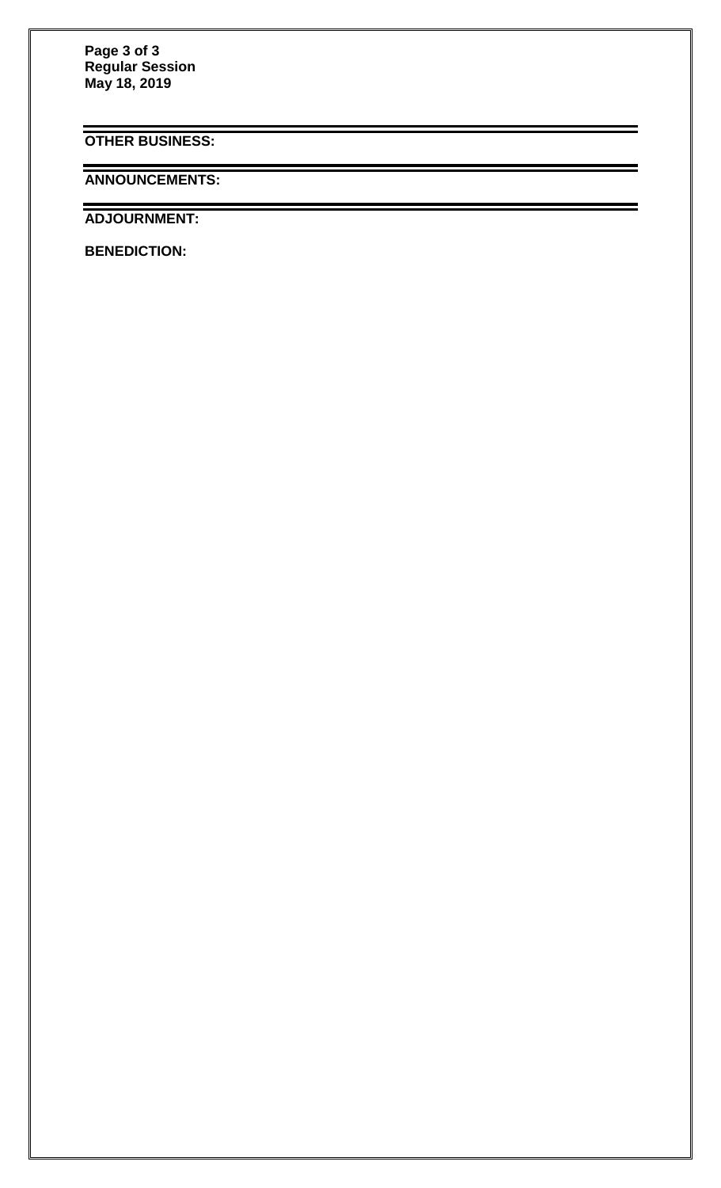**Regular Session**
**May 18, 2019**

---

**OTHER BUSINESS:**

---

**ANNOUNCEMENTS:**

---

**ADJOURNMENT:**

**BENEDICTION:**